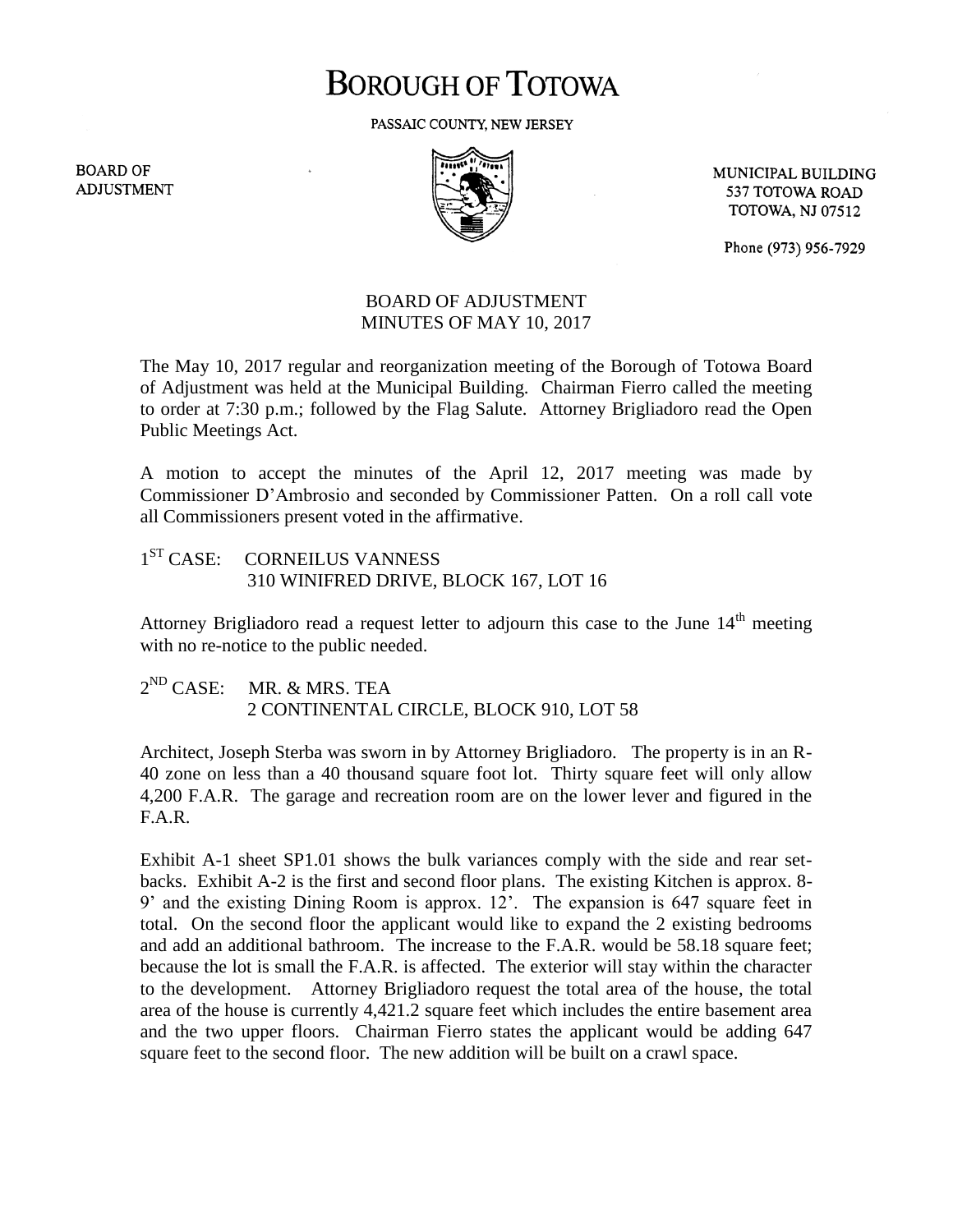# BOROUGH OF TOTOWA

PASSAIC COUNTY, NEW JERSEY

BOARD OF ADJUSTMENT

MUNICIPAL BUILDING
537 TOTOWA ROAD
TOTOWA, NJ 07512

Phone (973) 956-7929

## BOARD OF ADJUSTMENT
## MINUTES OF MAY 10, 2017

The May 10, 2017 regular and reorganization meeting of the Borough of Totowa Board of Adjustment was held at the Municipal Building. Chairman Fierro called the meeting to order at 7:30 p.m.; followed by the Flag Salute. Attorney Brigliadoro read the Open Public Meetings Act.

A motion to accept the minutes of the April 12, 2017 meeting was made by Commissioner D'Ambrosio and seconded by Commissioner Patten. On a roll call vote all Commissioners present voted in the affirmative.

1ST CASE: CORNEILUS VANNESS
310 WINIFRED DRIVE, BLOCK 167, LOT 16

Attorney Brigliadoro read a request letter to adjourn this case to the June 14th meeting with no re-notice to the public needed.

2ND CASE: MR. & MRS. TEA
2 CONTINENTAL CIRCLE, BLOCK 910, LOT 58

Architect, Joseph Sterba was sworn in by Attorney Brigliadoro. The property is in an R-40 zone on less than a 40 thousand square foot lot. Thirty square feet will only allow 4,200 F.A.R. The garage and recreation room are on the lower lever and figured in the F.A.R.

Exhibit A-1 sheet SP1.01 shows the bulk variances comply with the side and rear set-backs. Exhibit A-2 is the first and second floor plans. The existing Kitchen is approx. 8-9' and the existing Dining Room is approx. 12'. The expansion is 647 square feet in total. On the second floor the applicant would like to expand the 2 existing bedrooms and add an additional bathroom. The increase to the F.A.R. would be 58.18 square feet; because the lot is small the F.A.R. is affected. The exterior will stay within the character to the development. Attorney Brigliadoro request the total area of the house, the total area of the house is currently 4,421.2 square feet which includes the entire basement area and the two upper floors. Chairman Fierro states the applicant would be adding 647 square feet to the second floor. The new addition will be built on a crawl space.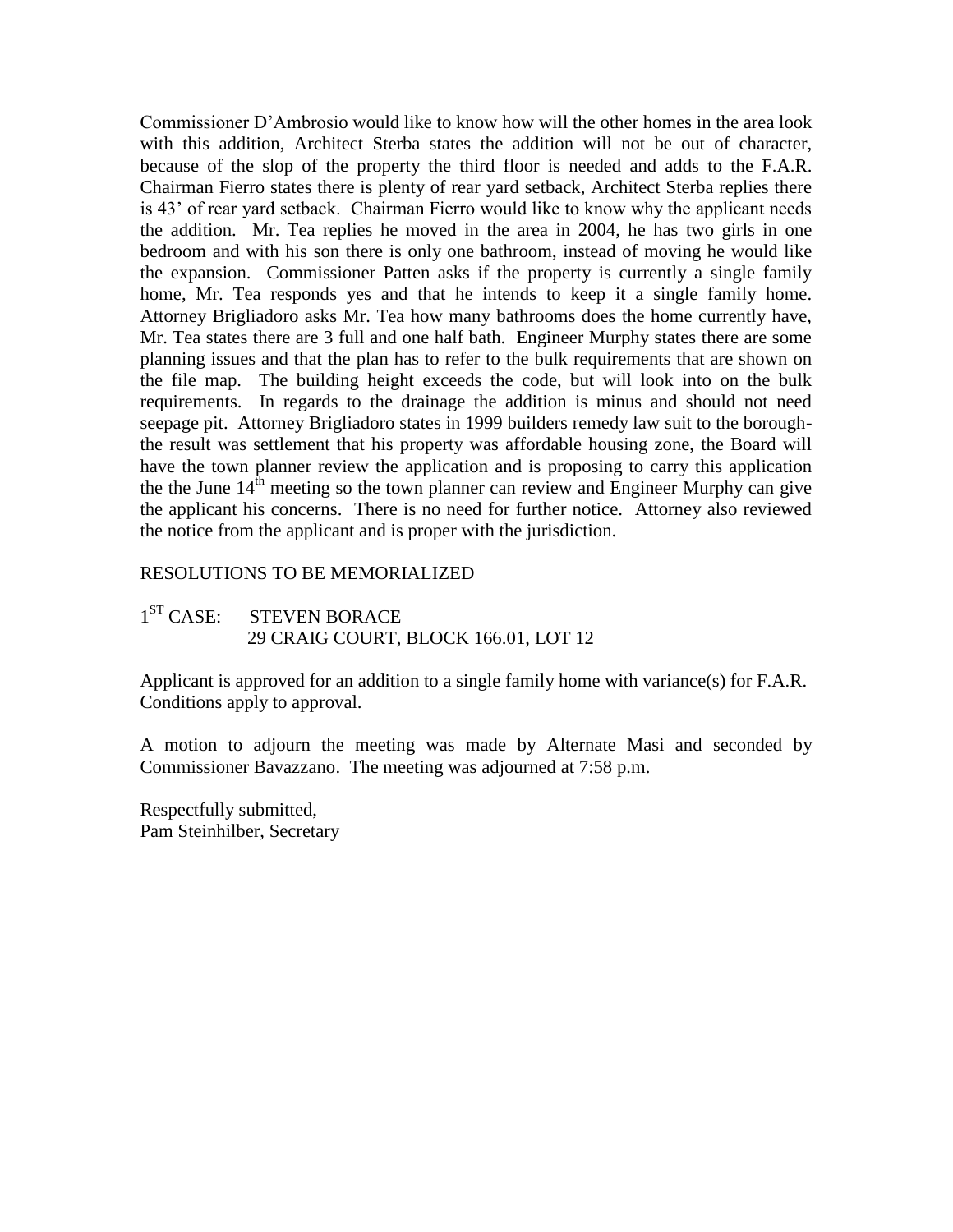Commissioner D'Ambrosio would like to know how will the other homes in the area look with this addition, Architect Sterba states the addition will not be out of character, because of the slop of the property the third floor is needed and adds to the F.A.R. Chairman Fierro states there is plenty of rear yard setback, Architect Sterba replies there is 43' of rear yard setback. Chairman Fierro would like to know why the applicant needs the addition. Mr. Tea replies he moved in the area in 2004, he has two girls in one bedroom and with his son there is only one bathroom, instead of moving he would like the expansion. Commissioner Patten asks if the property is currently a single family home, Mr. Tea responds yes and that he intends to keep it a single family home. Attorney Brigliadoro asks Mr. Tea how many bathrooms does the home currently have, Mr. Tea states there are 3 full and one half bath. Engineer Murphy states there are some planning issues and that the plan has to refer to the bulk requirements that are shown on the file map. The building height exceeds the code, but will look into on the bulk requirements. In regards to the drainage the addition is minus and should not need seepage pit. Attorney Brigliadoro states in 1999 builders remedy law suit to the borough- the result was settlement that his property was affordable housing zone, the Board will have the town planner review the application and is proposing to carry this application the the June 14th meeting so the town planner can review and Engineer Murphy can give the applicant his concerns. There is no need for further notice. Attorney also reviewed the notice from the applicant and is proper with the jurisdiction.

RESOLUTIONS TO BE MEMORIALIZED

1ST CASE: STEVEN BORACE
29 CRAIG COURT, BLOCK 166.01, LOT 12

Applicant is approved for an addition to a single family home with variance(s) for F.A.R. Conditions apply to approval.

A motion to adjourn the meeting was made by Alternate Masi and seconded by Commissioner Bavazzano. The meeting was adjourned at 7:58 p.m.

Respectfully submitted,
Pam Steinhilber, Secretary